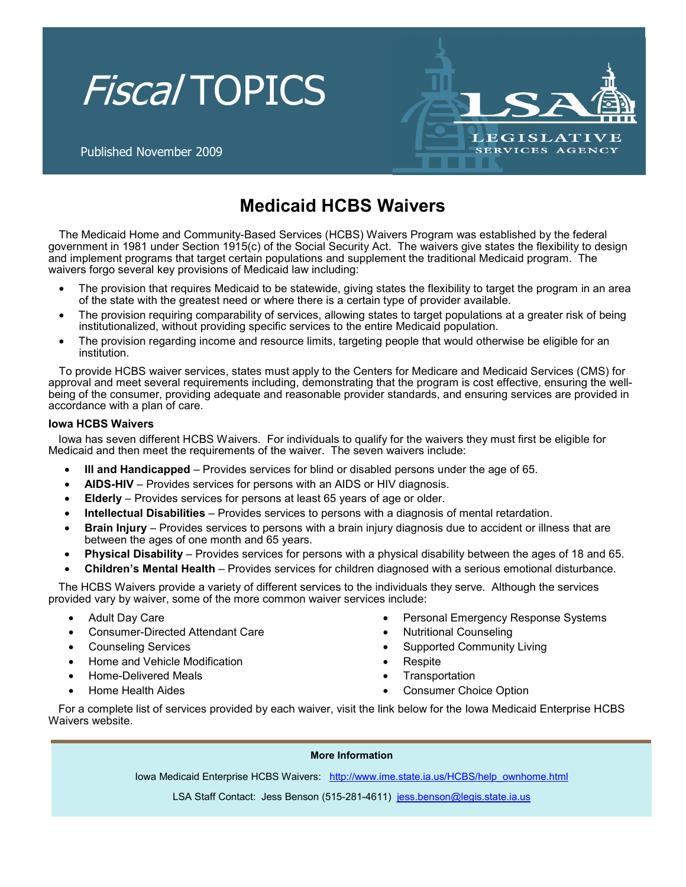*Fiscal* TOPICS

Published November 2009

LSA LEGISLATIVE SERVICES AGENCY

# Medicaid HCBS Waivers

The Medicaid Home and Community-Based Services (HCBS) Waivers Program was established by the federal government in 1981 under Section 1915(c) of the Social Security Act. The waivers give states the flexibility to design and implement programs that target certain populations and supplement the traditional Medicaid program. The waivers forgo several key provisions of Medicaid law including:

- The provision that requires Medicaid to be statewide, giving states the flexibility to target the program in an area of the state with the greatest need or where there is a certain type of provider available.
- The provision requiring comparability of services, allowing states to target populations at a greater risk of being institutionalized, without providing specific services to the entire Medicaid population.
- The provision regarding income and resource limits, targeting people that would otherwise be eligible for an institution.

To provide HCBS waiver services, states must apply to the Centers for Medicare and Medicaid Services (CMS) for approval and meet several requirements including, demonstrating that the program is cost effective, ensuring the well-being of the consumer, providing adequate and reasonable provider standards, and ensuring services are provided in accordance with a plan of care.

### Iowa HCBS Waivers

Iowa has seven different HCBS Waivers. For individuals to qualify for the waivers they must first be eligible for Medicaid and then meet the requirements of the waiver. The seven waivers include:

- **Ill and Handicapped** – Provides services for blind or disabled persons under the age of 65.
- **AIDS-HIV** – Provides services for persons with an AIDS or HIV diagnosis.
- **Elderly** – Provides services for persons at least 65 years of age or older.
- **Intellectual Disabilities** – Provides services to persons with a diagnosis of mental retardation.
- **Brain Injury** – Provides services to persons with a brain injury diagnosis due to accident or illness that are between the ages of one month and 65 years.
- **Physical Disability** – Provides services for persons with a physical disability between the ages of 18 and 65.
- **Children's Mental Health** – Provides services for children diagnosed with a serious emotional disturbance.

The HCBS Waivers provide a variety of different services to the individuals they serve. Although the services provided vary by waiver, some of the more common waiver services include:

- Adult Day Care
- Consumer-Directed Attendant Care
- Counseling Services
- Home and Vehicle Modification
- Home-Delivered Meals
- Home Health Aides
- Personal Emergency Response Systems
- Nutritional Counseling
- Supported Community Living
- Respite
- Transportation
- Consumer Choice Option

For a complete list of services provided by each waiver, visit the link below for the Iowa Medicaid Enterprise HCBS Waivers website.

**More Information**

Iowa Medicaid Enterprise HCBS Waivers: http://www.ime.state.ia.us/HCBS/help_ownhome.html

LSA Staff Contact: Jess Benson (515-281-4611) jess.benson@legis.state.ia.us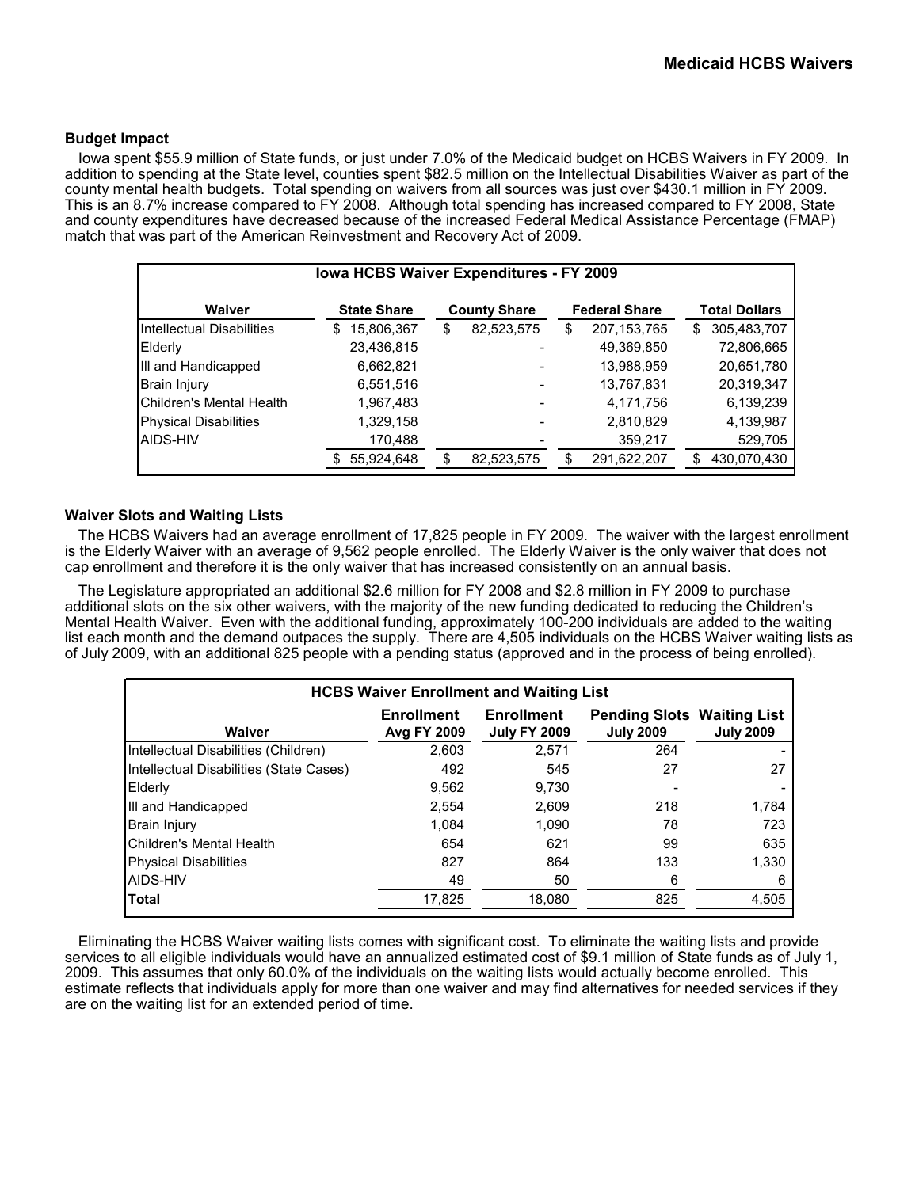## Budget Impact

Iowa spent $55.9 million of State funds, or just under 7.0% of the Medicaid budget on HCBS Waivers in FY 2009. In addition to spending at the State level, counties spent $82.5 million on the Intellectual Disabilities Waiver as part of the county mental health budgets. Total spending on waivers from all sources was just over $430.1 million in FY 2009. This is an 8.7% increase compared to FY 2008. Although total spending has increased compared to FY 2008, State and county expenditures have decreased because of the increased Federal Medical Assistance Percentage (FMAP) match that was part of the American Reinvestment and Recovery Act of 2009.

| Iowa HCBS Waiver Expenditures - FY 2009 | | | | |
|---|---|---|---|---|
| **Waiver** | **State Share** | **County Share** | **Federal Share** | **Total Dollars** |
| Intellectual Disabilities | $ 15,806,367 | $ 82,523,575 | $ 207,153,765 | $ 305,483,707 |
| Elderly | 23,436,815 | - | 49,369,850 | 72,806,665 |
| Ill and Handicapped | 6,662,821 | - | 13,988,959 | 20,651,780 |
| Brain Injury | 6,551,516 | - | 13,767,831 | 20,319,347 |
| Children's Mental Health | 1,967,483 | - | 4,171,756 | 6,139,239 |
| Physical Disabilities | 1,329,158 | - | 2,810,829 | 4,139,987 |
| AIDS-HIV | 170,488 | - | 359,217 | 529,705 |
| | $ 55,924,648 | $ 82,523,575 | $ 291,622,207 | $ 430,070,430 |

## Waiver Slots and Waiting Lists

The HCBS Waivers had an average enrollment of 17,825 people in FY 2009. The waiver with the largest enrollment is the Elderly Waiver with an average of 9,562 people enrolled. The Elderly Waiver is the only waiver that does not cap enrollment and therefore it is the only waiver that has increased consistently on an annual basis.

The Legislature appropriated an additional $2.6 million for FY 2008 and $2.8 million in FY 2009 to purchase additional slots on the six other waivers, with the majority of the new funding dedicated to reducing the Children's Mental Health Waiver. Even with the additional funding, approximately 100-200 individuals are added to the waiting list each month and the demand outpaces the supply. There are 4,505 individuals on the HCBS Waiver waiting lists as of July 2009, with an additional 825 people with a pending status (approved and in the process of being enrolled).

| HCBS Waiver Enrollment and Waiting List | | | | |
|---|---|---|---|---|
| **Waiver** | **Enrollment Avg FY 2009** | **Enrollment July FY 2009** | **Pending Slots July 2009** | **Waiting List July 2009** |
| Intellectual Disabilities (Children) | 2,603 | 2,571 | 264 | - |
| Intellectual Disabilities (State Cases) | 492 | 545 | 27 | 27 |
| Elderly | 9,562 | 9,730 | - | - |
| Ill and Handicapped | 2,554 | 2,609 | 218 | 1,784 |
| Brain Injury | 1,084 | 1,090 | 78 | 723 |
| Children's Mental Health | 654 | 621 | 99 | 635 |
| Physical Disabilities | 827 | 864 | 133 | 1,330 |
| AIDS-HIV | 49 | 50 | 6 | 6 |
| **Total** | 17,825 | 18,080 | 825 | 4,505 |

Eliminating the HCBS Waiver waiting lists comes with significant cost. To eliminate the waiting lists and provide services to all eligible individuals would have an annualized estimated cost of $9.1 million of State funds as of July 1, 2009. This assumes that only 60.0% of the individuals on the waiting lists would actually become enrolled. This estimate reflects that individuals apply for more than one waiver and may find alternatives for needed services if they are on the waiting list for an extended period of time.